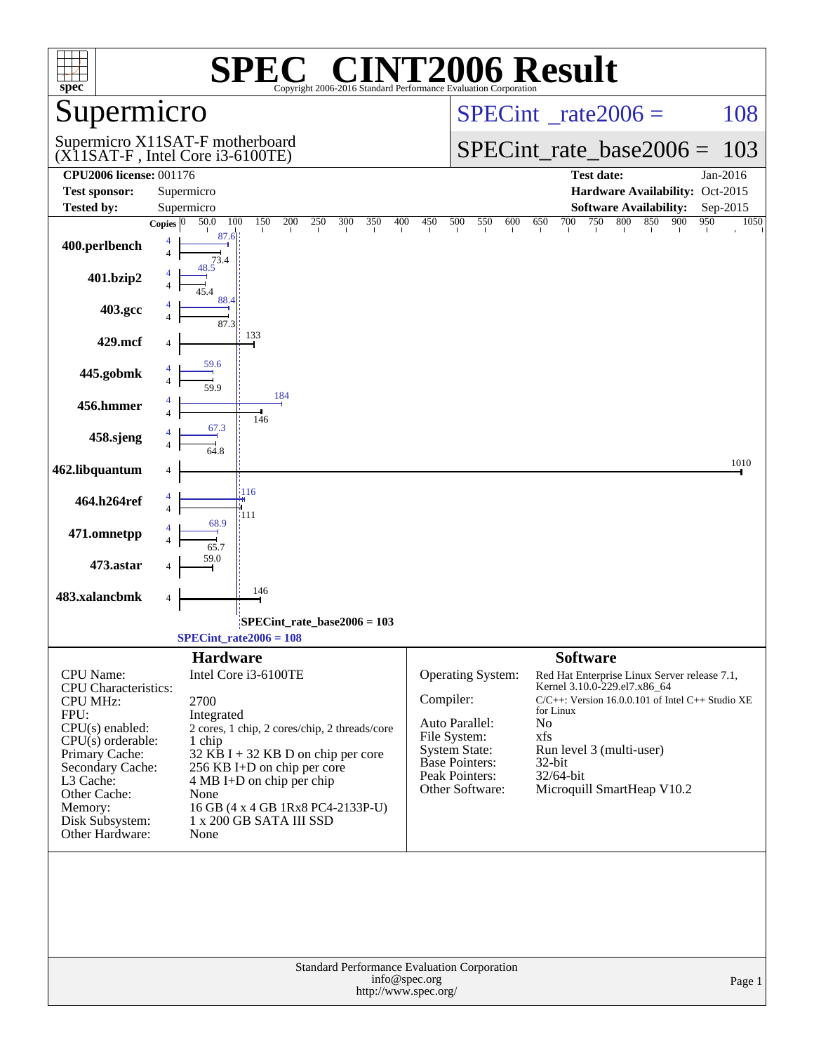# SPEC CINT2006 Result

Copyright 2006-2016 Standard Performance Evaluation Corporation

## Supermicro

Supermicro X11SAT-F motherboard
(X11SAT-F , Intel Core i3-6100TE)

SPECint_rate2006 = 108

SPECint_rate_base2006 = 103

| | | | |
|---|---|---|---|
| **CPU2006 license:** 001176 | | **Test date:** | Jan-2016 |
| **Test sponsor:** | Supermicro | **Hardware Availability:** | Oct-2015 |
| **Tested by:** | Supermicro | **Software Availability:** | Sep-2015 |

| Benchmark | Copies | Peak | Base |
|---|---|---|---|
| 400.perlbench | 4 | 87.6 | 73.4 |
| 401.bzip2 | 4 | 48.5 | 45.4 |
| 403.gcc | 4 | 88.4 | 87.3 |
| 429.mcf | 4 | | 133 |
| 445.gobmk | 4 | 59.6 | 59.9 |
| 456.hmmer | 4 | 184 | 146 |
| 458.sjeng | 4 | 67.3 | 64.8 |
| 462.libquantum | 4 | | 1010 |
| 464.h264ref | 4 | 116 | 111 |
| 471.omnetpp | 4 | 68.9 | 65.7 |
| 473.astar | 4 | | 59.0 |
| 483.xalancbmk | 4 | | 146 |

SPECint_rate_base2006 = 103

SPECint_rate2006 = 108

## Hardware

| | |
|---|---|
| CPU Name: | Intel Core i3-6100TE |
| CPU Characteristics: | |
| CPU MHz: | 2700 |
| FPU: | Integrated |
| CPU(s) enabled: | 2 cores, 1 chip, 2 cores/chip, 2 threads/core |
| CPU(s) orderable: | 1 chip |
| Primary Cache: | 32 KB I + 32 KB D on chip per core |
| Secondary Cache: | 256 KB I+D on chip per core |
| L3 Cache: | 4 MB I+D on chip per chip |
| Other Cache: | None |
| Memory: | 16 GB (4 x 4 GB 1Rx8 PC4-2133P-U) |
| Disk Subsystem: | 1 x 200 GB SATA III SSD |
| Other Hardware: | None |

## Software

| | |
|---|---|
| Operating System: | Red Hat Enterprise Linux Server release 7.1, Kernel 3.10.0-229.el7.x86_64 |
| Compiler: | C/C++: Version 16.0.0.101 of Intel C++ Studio XE for Linux |
| Auto Parallel: | No |
| File System: | xfs |
| System State: | Run level 3 (multi-user) |
| Base Pointers: | 32-bit |
| Peak Pointers: | 32/64-bit |
| Other Software: | Microquill SmartHeap V10.2 |

Standard Performance Evaluation Corporation
info@spec.org
http://www.spec.org/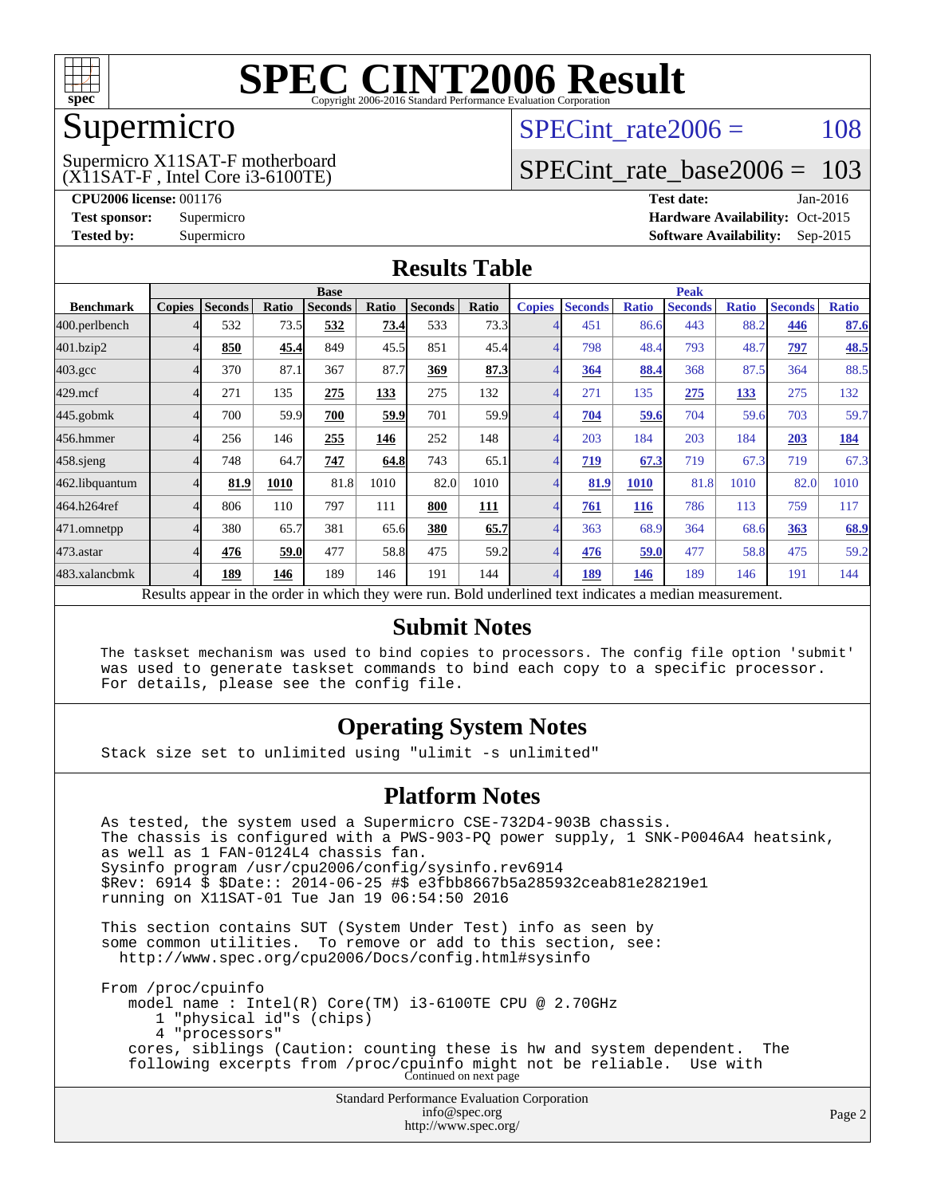# SPEC CINT2006 Result

Copyright 2006-2016 Standard Performance Evaluation Corporation

## Supermicro

Supermicro X11SAT-F motherboard
(X11SAT-F , Intel Core i3-6100TE)

SPECint_rate2006 = 108

SPECint_rate_base2006 = 103

**CPU2006 license:** 001176
**Test sponsor:** Supermicro
**Tested by:** Supermicro

**Test date:** Jan-2016
**Hardware Availability:** Oct-2015
**Software Availability:** Sep-2015

## Results Table

| | Base | | | | | | | Peak | | | | | | |
|---|---|---|---|---|---|---|---|---|---|---|---|---|---|---|
| **Benchmark** | **Copies** | **Seconds** | **Ratio** | **Seconds** | **Ratio** | **Seconds** | **Ratio** | **Copies** | **Seconds** | **Ratio** | **Seconds** | **Ratio** | **Seconds** | **Ratio** |
| 400.perlbench | 4 | 532 | 73.5 | **532** | **73.4** | 533 | 73.3 | 4 | 451 | 86.6 | 443 | 88.2 | **446** | **87.6** |
| 401.bzip2 | 4 | **850** | **45.4** | 849 | 45.5 | 851 | 45.4 | 4 | 798 | 48.4 | 793 | 48.7 | **797** | **48.5** |
| 403.gcc | 4 | 370 | 87.1 | 367 | 87.7 | **369** | **87.3** | 4 | **364** | **88.4** | 368 | 87.5 | 364 | 88.5 |
| 429.mcf | 4 | 271 | 135 | **275** | **133** | 275 | 132 | 4 | 271 | 135 | **275** | **133** | 275 | 132 |
| 445.gobmk | 4 | 700 | 59.9 | **700** | **59.9** | 701 | 59.9 | 4 | **704** | **59.6** | 704 | 59.6 | 703 | 59.7 |
| 456.hmmer | 4 | 256 | 146 | **255** | **146** | 252 | 148 | 4 | 203 | 184 | 203 | 184 | **203** | **184** |
| 458.sjeng | 4 | 748 | 64.7 | **747** | **64.8** | 743 | 65.1 | 4 | **719** | **67.3** | 719 | 67.3 | 719 | 67.3 |
| 462.libquantum | 4 | **81.9** | **1010** | 81.8 | 1010 | 82.0 | 1010 | 4 | **81.9** | **1010** | 81.8 | 1010 | 82.0 | 1010 |
| 464.h264ref | 4 | 806 | 110 | 797 | 111 | **800** | **111** | 4 | **761** | **116** | 786 | 113 | 759 | 117 |
| 471.omnetpp | 4 | 380 | 65.7 | 381 | 65.6 | **380** | **65.7** | 4 | 363 | 68.9 | 364 | 68.6 | **363** | **68.9** |
| 473.astar | 4 | **476** | **59.0** | 477 | 58.8 | 475 | 59.2 | 4 | **476** | **59.0** | 477 | 58.8 | 475 | 59.2 |
| 483.xalancbmk | 4 | **189** | **146** | 189 | 146 | 191 | 144 | 4 | **189** | **146** | 189 | 146 | 191 | 144 |

Results appear in the order in which they were run. Bold underlined text indicates a median measurement.

## Submit Notes

```
The taskset mechanism was used to bind copies to processors. The config file option 'submit'
was used to generate taskset commands to bind each copy to a specific processor.
For details, please see the config file.
```

## Operating System Notes

```
Stack size set to unlimited using "ulimit -s unlimited"
```

## Platform Notes

```
As tested, the system used a Supermicro CSE-732D4-903B chassis.
The chassis is configured with a PWS-903-PQ power supply, 1 SNK-P0046A4 heatsink,
as well as 1 FAN-0124L4 chassis fan.
Sysinfo program /usr/cpu2006/config/sysinfo.rev6914
$Rev: 6914 $ $Date:: 2014-06-25 #$ e3fbb8667b5a285932ceab81e28219e1
running on X11SAT-01 Tue Jan 19 06:54:50 2016

This section contains SUT (System Under Test) info as seen by
some common utilities.  To remove or add to this section, see:
  http://www.spec.org/cpu2006/Docs/config.html#sysinfo

From /proc/cpuinfo
   model name : Intel(R) Core(TM) i3-6100TE CPU @ 2.70GHz
      1 "physical id"s (chips)
      4 "processors"
   cores, siblings (Caution: counting these is hw and system dependent.  The
   following excerpts from /proc/cpuinfo might not be reliable.  Use with
```

Continued on next page

Standard Performance Evaluation Corporation
info@spec.org
http://www.spec.org/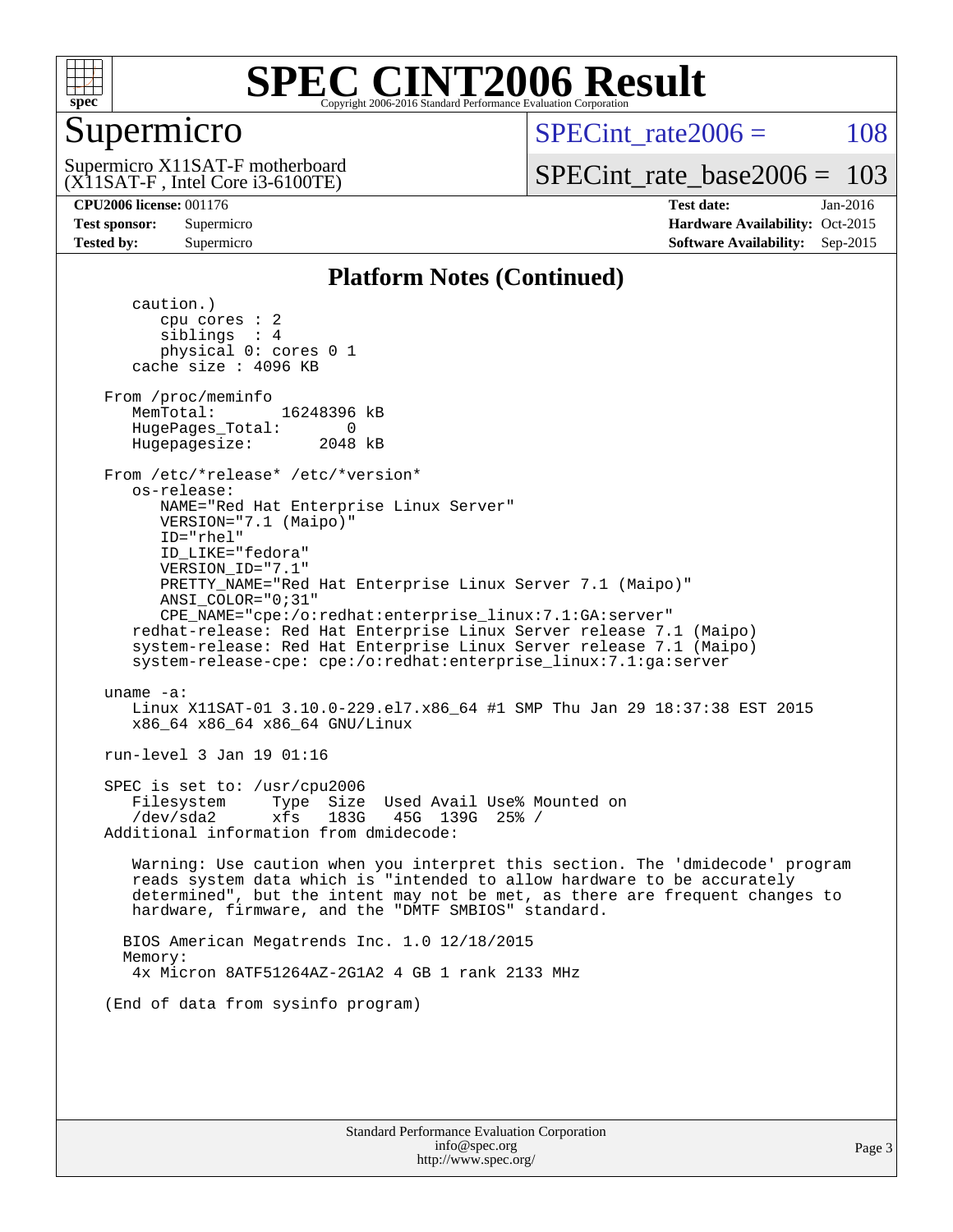# SPEC CINT2006 Result

## Supermicro

Supermicro X11SAT-F motherboard
(X11SAT-F , Intel Core i3-6100TE)

SPECint_rate2006 = 108

SPECint_rate_base2006 = 103

**CPU2006 license:** 001176
**Test sponsor:** Supermicro
**Tested by:** Supermicro

**Test date:** Jan-2016
**Hardware Availability:** Oct-2015
**Software Availability:** Sep-2015

### Platform Notes (Continued)

```
      caution.)
         cpu cores : 2
         siblings  : 4
         physical 0: cores 0 1
      cache size : 4096 KB

   From /proc/meminfo
      MemTotal:       16248396 kB
      HugePages_Total:       0
      Hugepagesize:       2048 kB

   From /etc/*release* /etc/*version*
      os-release:
         NAME="Red Hat Enterprise Linux Server"
         VERSION="7.1 (Maipo)"
         ID="rhel"
         ID_LIKE="fedora"
         VERSION_ID="7.1"
         PRETTY_NAME="Red Hat Enterprise Linux Server 7.1 (Maipo)"
         ANSI_COLOR="0;31"
         CPE_NAME="cpe:/o:redhat:enterprise_linux:7.1:GA:server"
      redhat-release: Red Hat Enterprise Linux Server release 7.1 (Maipo)
      system-release: Red Hat Enterprise Linux Server release 7.1 (Maipo)
      system-release-cpe: cpe:/o:redhat:enterprise_linux:7.1:ga:server

   uname -a:
      Linux X11SAT-01 3.10.0-229.el7.x86_64 #1 SMP Thu Jan 29 18:37:38 EST 2015
      x86_64 x86_64 x86_64 GNU/Linux

   run-level 3 Jan 19 01:16

   SPEC is set to: /usr/cpu2006
      Filesystem     Type  Size  Used Avail Use% Mounted on
      /dev/sda2      xfs   183G   45G  139G  25% /
   Additional information from dmidecode:

      Warning: Use caution when you interpret this section. The 'dmidecode' program
      reads system data which is "intended to allow hardware to be accurately
      determined", but the intent may not be met, as there are frequent changes to
      hardware, firmware, and the "DMTF SMBIOS" standard.

     BIOS American Megatrends Inc. 1.0 12/18/2015
     Memory:
      4x Micron 8ATF51264AZ-2G1A2 4 GB 1 rank 2133 MHz

   (End of data from sysinfo program)
```

Standard Performance Evaluation Corporation
info@spec.org
http://www.spec.org/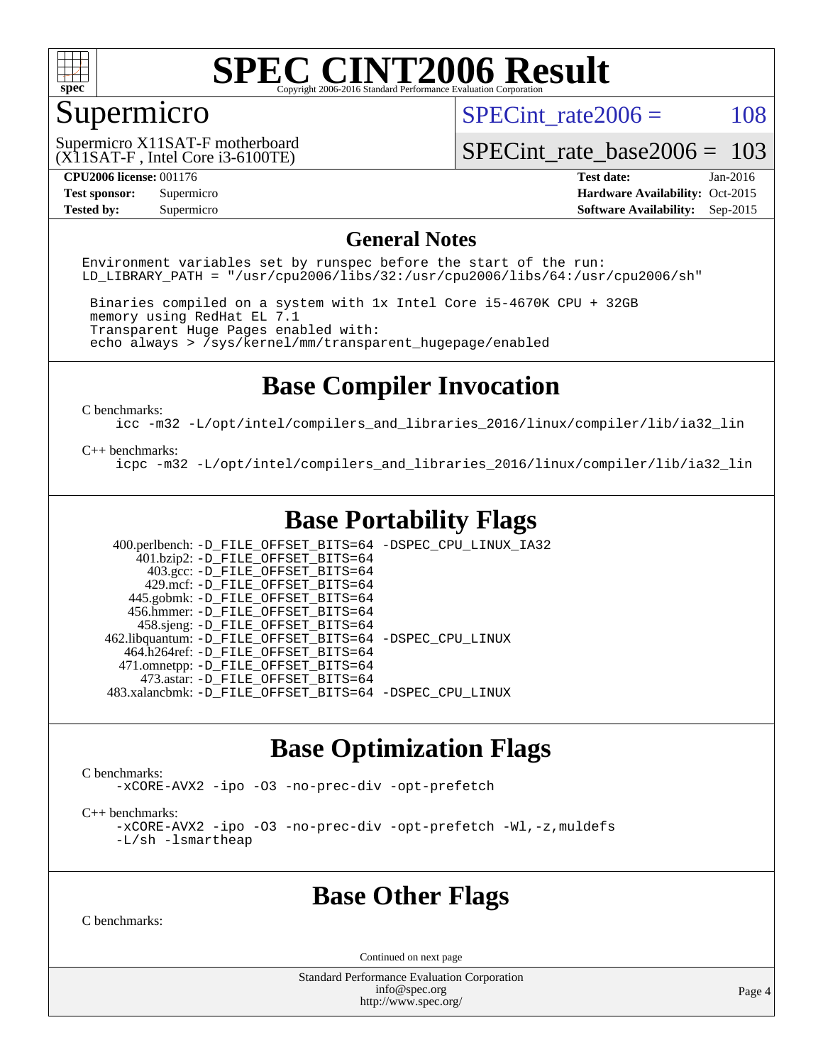# SPEC CINT2006 Result

## Supermicro

Supermicro X11SAT-F motherboard
(X11SAT-F , Intel Core i3-6100TE)

SPECint_rate2006 = 108

SPECint_rate_base2006 = 103

| | | | |
|---|---|---|---|
| **CPU2006 license:** 001176 | | **Test date:** | Jan-2016 |
| **Test sponsor:** | Supermicro | **Hardware Availability:** | Oct-2015 |
| **Tested by:** | Supermicro | **Software Availability:** | Sep-2015 |

## General Notes

```
Environment variables set by runspec before the start of the run:
LD_LIBRARY_PATH = "/usr/cpu2006/libs/32:/usr/cpu2006/libs/64:/usr/cpu2006/sh"

 Binaries compiled on a system with 1x Intel Core i5-4670K CPU + 32GB
 memory using RedHat EL 7.1
 Transparent Huge Pages enabled with:
 echo always > /sys/kernel/mm/transparent_hugepage/enabled
```

## Base Compiler Invocation

C benchmarks:

```
icc -m32 -L/opt/intel/compilers_and_libraries_2016/linux/compiler/lib/ia32_lin
```

C++ benchmarks:

```
icpc -m32 -L/opt/intel/compilers_and_libraries_2016/linux/compiler/lib/ia32_lin
```

## Base Portability Flags

```
   400.perlbench: -D_FILE_OFFSET_BITS=64 -DSPEC_CPU_LINUX_IA32
       401.bzip2: -D_FILE_OFFSET_BITS=64
         403.gcc: -D_FILE_OFFSET_BITS=64
         429.mcf: -D_FILE_OFFSET_BITS=64
       445.gobmk: -D_FILE_OFFSET_BITS=64
       456.hmmer: -D_FILE_OFFSET_BITS=64
       458.sjeng: -D_FILE_OFFSET_BITS=64
  462.libquantum: -D_FILE_OFFSET_BITS=64 -DSPEC_CPU_LINUX
     464.h264ref: -D_FILE_OFFSET_BITS=64
     471.omnetpp: -D_FILE_OFFSET_BITS=64
       473.astar: -D_FILE_OFFSET_BITS=64
  483.xalancbmk: -D_FILE_OFFSET_BITS=64 -DSPEC_CPU_LINUX
```

## Base Optimization Flags

C benchmarks:

```
-xCORE-AVX2 -ipo -O3 -no-prec-div -opt-prefetch
```

C++ benchmarks:

```
-xCORE-AVX2 -ipo -O3 -no-prec-div -opt-prefetch -Wl,-z,muldefs
-L/sh -lsmartheap
```

## Base Other Flags

C benchmarks:

Continued on next page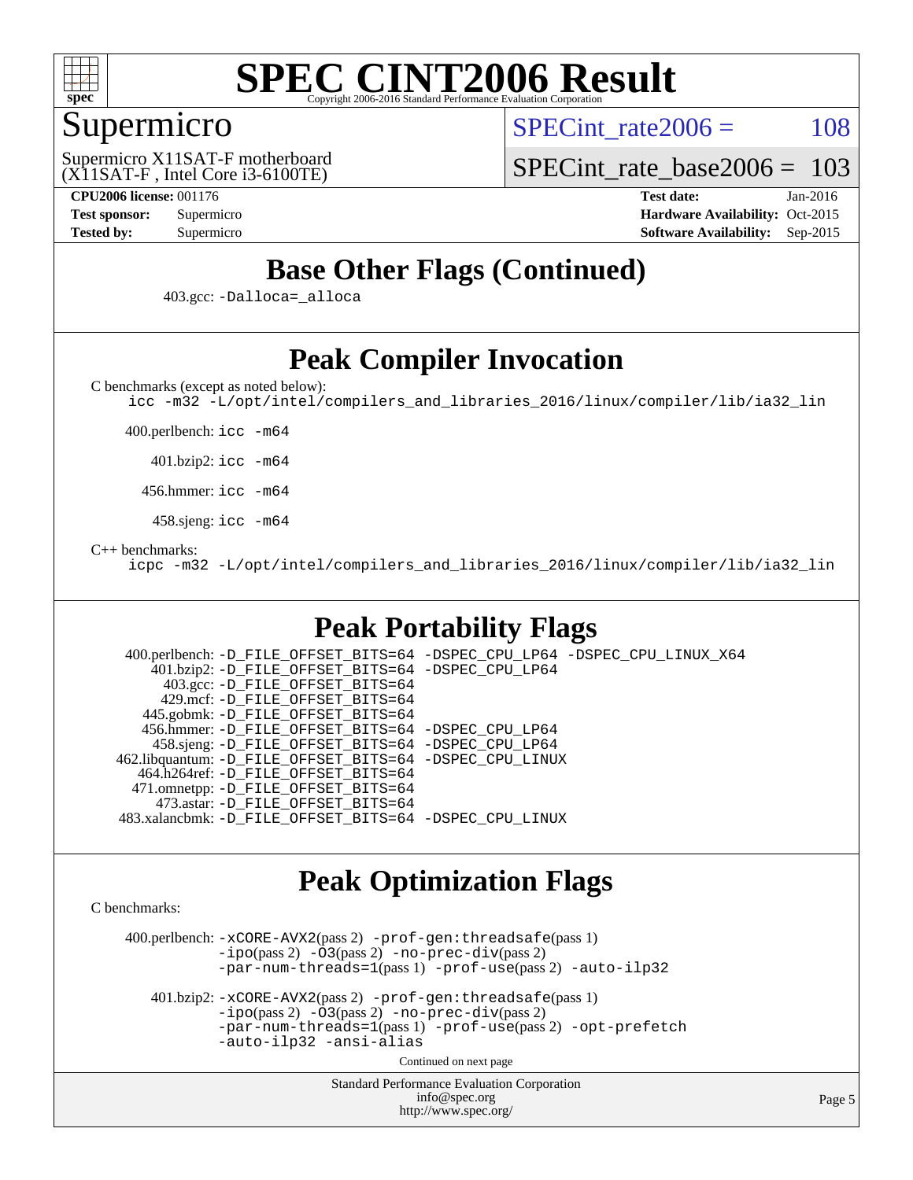## Base Other Flags (Continued)

403.gcc: -Dalloca=_alloca

## Peak Compiler Invocation

C benchmarks (except as noted below):
icc -m32 -L/opt/intel/compilers_and_libraries_2016/linux/compiler/lib/ia32_lin

400.perlbench: icc -m64

401.bzip2: icc -m64

456.hmmer: icc -m64

458.sjeng: icc -m64

C++ benchmarks:
icpc -m32 -L/opt/intel/compilers_and_libraries_2016/linux/compiler/lib/ia32_lin

## Peak Portability Flags

400.perlbench: -D_FILE_OFFSET_BITS=64 -DSPEC_CPU_LP64 -DSPEC_CPU_LINUX_X64
401.bzip2: -D_FILE_OFFSET_BITS=64 -DSPEC_CPU_LP64
403.gcc: -D_FILE_OFFSET_BITS=64
429.mcf: -D_FILE_OFFSET_BITS=64
445.gobmk: -D_FILE_OFFSET_BITS=64
456.hmmer: -D_FILE_OFFSET_BITS=64 -DSPEC_CPU_LP64
458.sjeng: -D_FILE_OFFSET_BITS=64 -DSPEC_CPU_LP64
462.libquantum: -D_FILE_OFFSET_BITS=64 -DSPEC_CPU_LINUX
464.h264ref: -D_FILE_OFFSET_BITS=64
471.omnetpp: -D_FILE_OFFSET_BITS=64
473.astar: -D_FILE_OFFSET_BITS=64
483.xalancbmk: -D_FILE_OFFSET_BITS=64 -DSPEC_CPU_LINUX

## Peak Optimization Flags

C benchmarks:

400.perlbench: -xCORE-AVX2(pass 2) -prof-gen:threadsafe(pass 1) -ipo(pass 2) -O3(pass 2) -no-prec-div(pass 2) -par-num-threads=1(pass 1) -prof-use(pass 2) -auto-ilp32

401.bzip2: -xCORE-AVX2(pass 2) -prof-gen:threadsafe(pass 1) -ipo(pass 2) -O3(pass 2) -no-prec-div(pass 2) -par-num-threads=1(pass 1) -prof-use(pass 2) -opt-prefetch -auto-ilp32 -ansi-alias

Continued on next page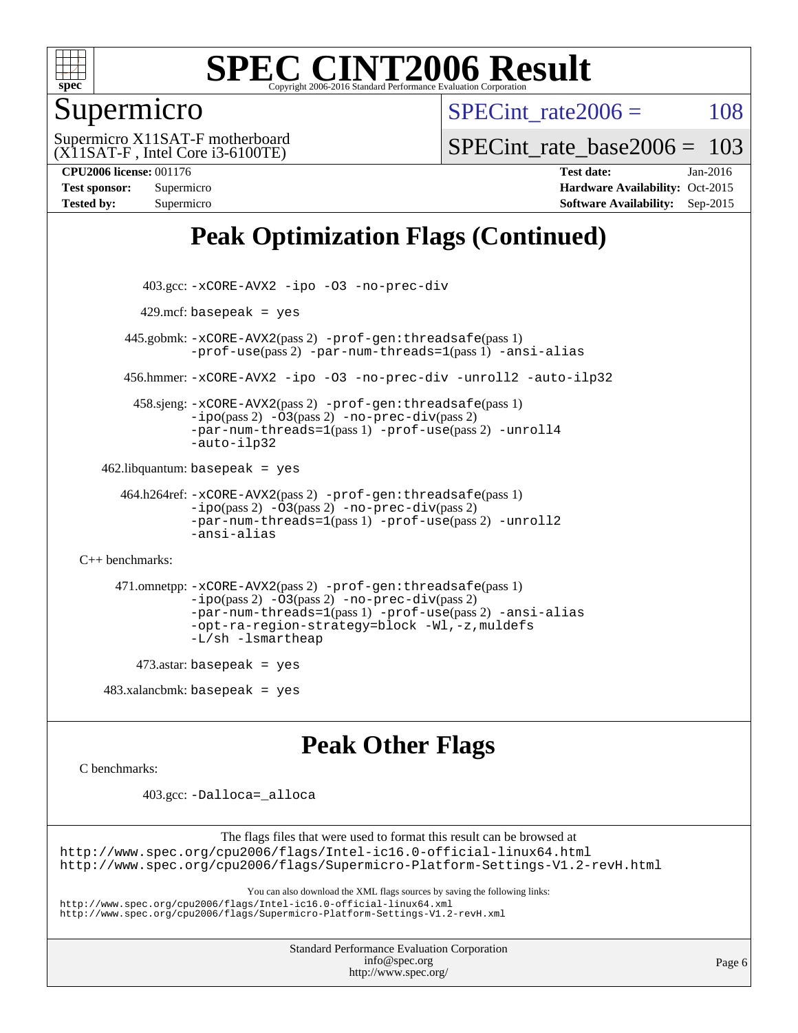# SPEC CINT2006 Result

Copyright 2006-2016 Standard Performance Evaluation Corporation

## Supermicro

Supermicro X11SAT-F motherboard
(X11SAT-F , Intel Core i3-6100TE)

SPECint_rate2006 = 108

SPECint_rate_base2006 = 103

**CPU2006 license:** 001176
**Test sponsor:** Supermicro
**Tested by:** Supermicro

**Test date:** Jan-2016
**Hardware Availability:** Oct-2015
**Software Availability:** Sep-2015

## Peak Optimization Flags (Continued)

403.gcc: -xCORE-AVX2 -ipo -O3 -no-prec-div

429.mcf: basepeak = yes

445.gobmk: -xCORE-AVX2(pass 2) -prof-gen:threadsafe(pass 1) -prof-use(pass 2) -par-num-threads=1(pass 1) -ansi-alias

456.hmmer: -xCORE-AVX2 -ipo -O3 -no-prec-div -unroll2 -auto-ilp32

458.sjeng: -xCORE-AVX2(pass 2) -prof-gen:threadsafe(pass 1) -ipo(pass 2) -O3(pass 2) -no-prec-div(pass 2) -par-num-threads=1(pass 1) -prof-use(pass 2) -unroll4 -auto-ilp32

462.libquantum: basepeak = yes

464.h264ref: -xCORE-AVX2(pass 2) -prof-gen:threadsafe(pass 1) -ipo(pass 2) -O3(pass 2) -no-prec-div(pass 2) -par-num-threads=1(pass 1) -prof-use(pass 2) -unroll2 -ansi-alias

C++ benchmarks:

471.omnetpp: -xCORE-AVX2(pass 2) -prof-gen:threadsafe(pass 1) -ipo(pass 2) -O3(pass 2) -no-prec-div(pass 2) -par-num-threads=1(pass 1) -prof-use(pass 2) -ansi-alias -opt-ra-region-strategy=block -Wl,-z,muldefs -L/sh -lsmartheap

473.astar: basepeak = yes

483.xalancbmk: basepeak = yes

## Peak Other Flags

C benchmarks:

403.gcc: -Dalloca=_alloca

The flags files that were used to format this result can be browsed at
http://www.spec.org/cpu2006/flags/Intel-ic16.0-official-linux64.html
http://www.spec.org/cpu2006/flags/Supermicro-Platform-Settings-V1.2-revH.html

You can also download the XML flags sources by saving the following links:
http://www.spec.org/cpu2006/flags/Intel-ic16.0-official-linux64.xml
http://www.spec.org/cpu2006/flags/Supermicro-Platform-Settings-V1.2-revH.xml

Standard Performance Evaluation Corporation
info@spec.org
http://www.spec.org/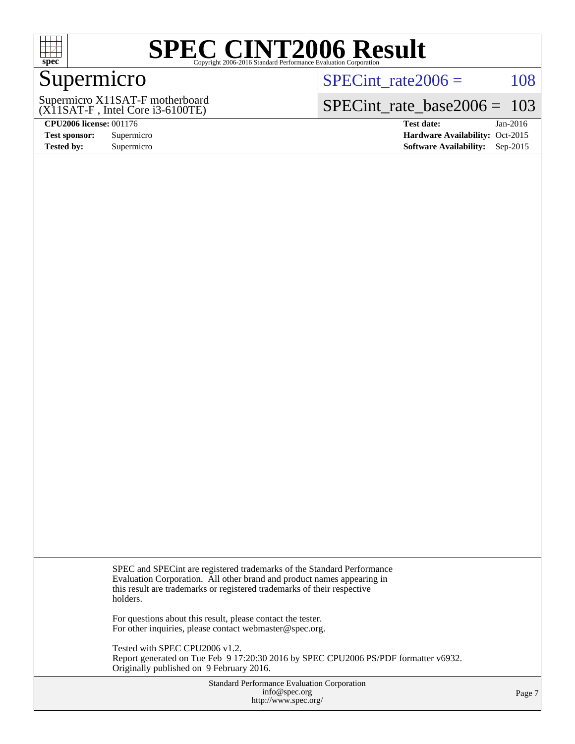SPEC and SPECint are registered trademarks of the Standard Performance Evaluation Corporation. All other brand and product names appearing in this result are trademarks or registered trademarks of their respective holders.

For questions about this result, please contact the tester.
For other inquiries, please contact webmaster@spec.org.

Tested with SPEC CPU2006 v1.2.
Report generated on Tue Feb 9 17:20:30 2016 by SPEC CPU2006 PS/PDF formatter v6932.
Originally published on 9 February 2016.